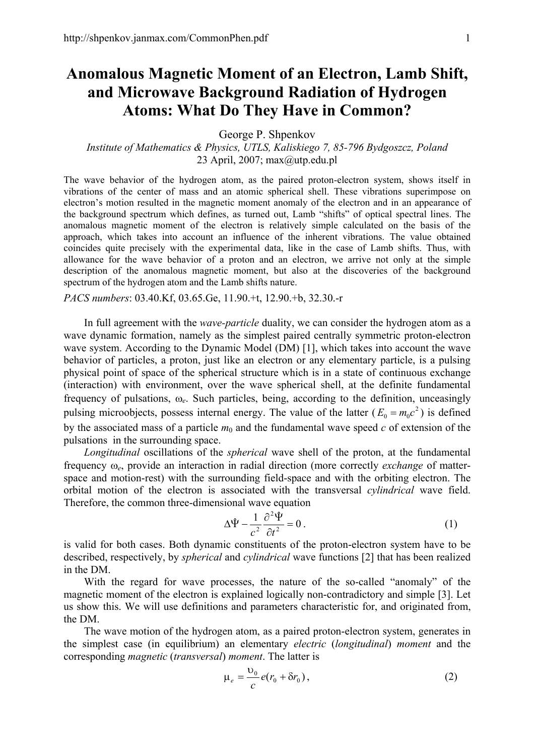# Anomalous Magnetic Moment of an Electron, Lamb Shift, and Microwave Background Radiation of Hydrogen Atoms: What Do They Have in Common?

George P. Shpenkov

*Institute of Mathematics & Physics, UTLS, Kaliskiego 7, 85-796 Bydgoszcz, Poland*

23 April, 2007; max@utp.edu.pl

The wave behavior of the hydrogen atom, as the paired proton-electron system, shows itself in vibrations of the center of mass and an atomic spherical shell. These vibrations superimpose on electron's motion resulted in the magnetic moment anomaly of the electron and in an appearance of the background spectrum which defines, as turned out, Lamb "shifts" of optical spectral lines. The anomalous magnetic moment of the electron is relatively simple calculated on the basis of the approach, which takes into account an influence of the inherent vibrations. The value obtained coincides quite precisely with the experimental data, like in the case of Lamb shifts. Thus, with allowance for the wave behavior of a proton and an electron, we arrive not only at the simple description of the anomalous magnetic moment, but also at the discoveries of the background spectrum of the hydrogen atom and the Lamb shifts nature.

*PACS numbers*: 03.40.Kf, 03.65.Ge, 11.90.+t, 12.90.+b, 32.30.-r

In full agreement with the *wave-particle* duality, we can consider the hydrogen atom as a wave dynamic formation, namely as the simplest paired centrally symmetric proton-electron wave system. According to the Dynamic Model (DM) [1], which takes into account the wave behavior of particles, a proton, just like an electron or any elementary particle, is a pulsing physical point of space of the spherical structure which is in a state of continuous exchange (interaction) with environment, over the wave spherical shell, at the definite fundamental frequency of pulsations, $\omega_e$. Such particles, being, according to the definition, unceasingly pulsing microobjects, possess internal energy. The value of the latter ($E_0 = m_0 c^2$) is defined by the associated mass of a particle $m_0$ and the fundamental wave speed $c$ of extension of the pulsations in the surrounding space.

*Longitudinal* oscillations of the *spherical* wave shell of the proton, at the fundamental frequency $\omega_e$, provide an interaction in radial direction (more correctly *exchange* of matter-space and motion-rest) with the surrounding field-space and with the orbiting electron. The orbital motion of the electron is associated with the transversal *cylindrical* wave field. Therefore, the common three-dimensional wave equation

$$\Delta\hat{\Psi} - \frac{1}{c^2}\frac{\partial^2 \hat{\Psi}}{\partial t^2} = 0\,. \tag{1}$$

is valid for both cases. Both dynamic constituents of the proton-electron system have to be described, respectively, by *spherical* and *cylindrical* wave functions [2] that has been realized in the DM.

With the regard for wave processes, the nature of the so-called "anomaly" of the magnetic moment of the electron is explained logically non-contradictory and simple [3]. Let us show this. We will use definitions and parameters characteristic for, and originated from, the DM.

The wave motion of the hydrogen atom, as a paired proton-electron system, generates in the simplest case (in equilibrium) an elementary *electric* (*longitudinal*) *moment* and the corresponding *magnetic* (*transversal*) *moment*. The latter is

$$\mu_e = \frac{\upsilon_0}{c} e(r_0 + \delta r_0)\,, \tag{2}$$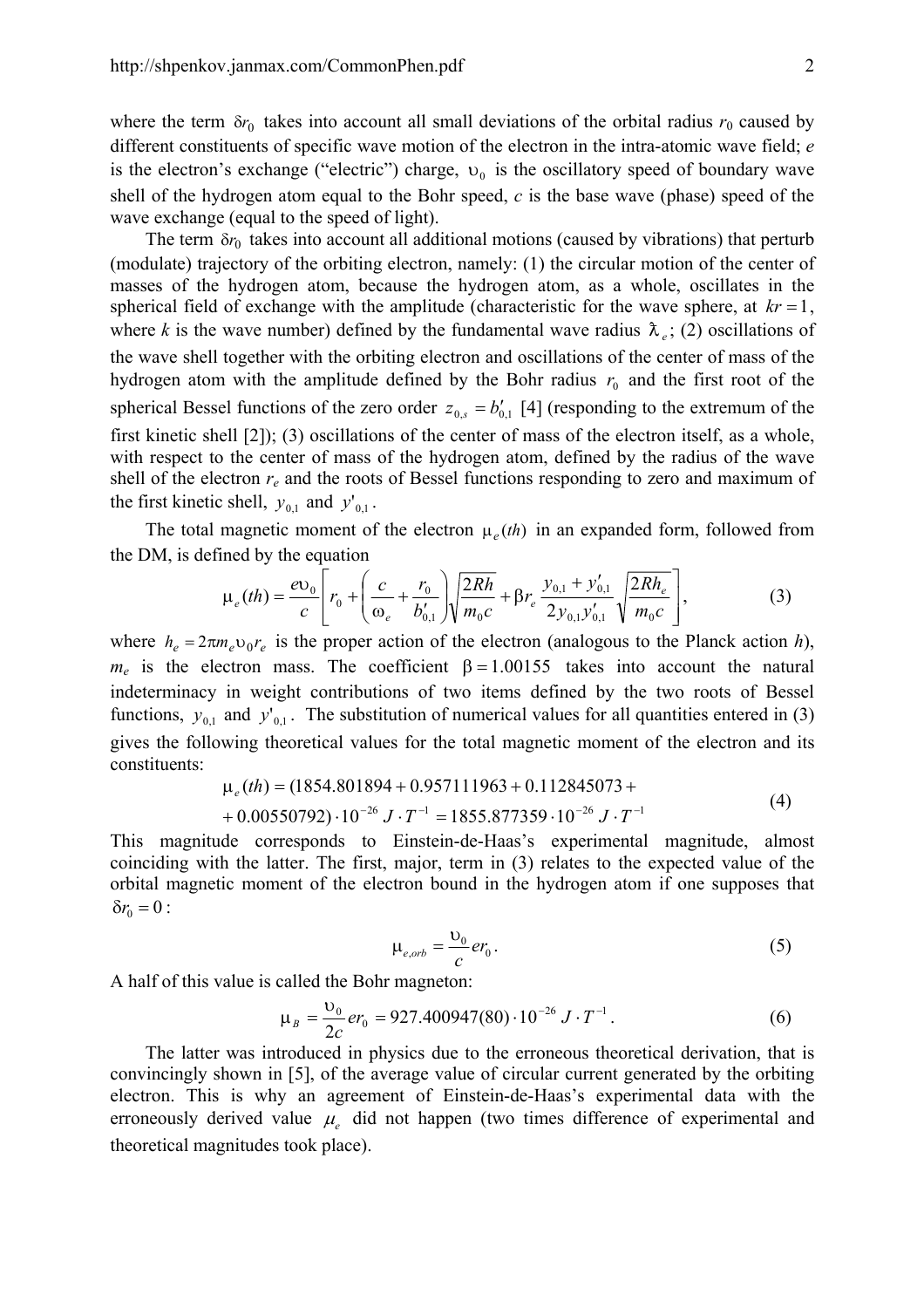where the term $\delta r_0$ takes into account all small deviations of the orbital radius $r_0$ caused by different constituents of specific wave motion of the electron in the intra-atomic wave field; $e$ is the electron's exchange ("electric") charge, $\upsilon_0$ is the oscillatory speed of boundary wave shell of the hydrogen atom equal to the Bohr speed, $c$ is the base wave (phase) speed of the wave exchange (equal to the speed of light).

The term $\delta r_0$ takes into account all additional motions (caused by vibrations) that perturb (modulate) trajectory of the orbiting electron, namely: (1) the circular motion of the center of masses of the hydrogen atom, because the hydrogen atom, as a whole, oscillates in the spherical field of exchange with the amplitude (characteristic for the wave sphere, at $kr = 1$, where $k$ is the wave number) defined by the fundamental wave radius $\lambda\!\!\!^{-}_e$; (2) oscillations of the wave shell together with the orbiting electron and oscillations of the center of mass of the hydrogen atom with the amplitude defined by the Bohr radius $r_0$ and the first root of the spherical Bessel functions of the zero order $z_{0,s} = b'_{0,1}$ [4] (responding to the extremum of the first kinetic shell [2]); (3) oscillations of the center of mass of the electron itself, as a whole, with respect to the center of mass of the hydrogen atom, defined by the radius of the wave shell of the electron $r_e$ and the roots of Bessel functions responding to zero and maximum of the first kinetic shell, $y_{0,1}$ and $y'_{0,1}$.

The total magnetic moment of the electron $\mu_e(th)$ in an expanded form, followed from the DM, is defined by the equation

$$\mu_e(th) = \frac{e\upsilon_0}{c}\left[ r_0 + \left( \frac{c}{\omega_e} + \frac{r_0}{b'_{0,1}} \right)\sqrt{\frac{2Rh}{m_0 c}} + \beta r_e \frac{y_{0,1} + y'_{0,1}}{2 y_{0,1} y'_{0,1}} \sqrt{\frac{2Rh_e}{m_0 c}} \right], \tag{3}$$

where $h_e = 2\pi m_e \upsilon_0 r_e$ is the proper action of the electron (analogous to the Planck action $h$), $m_e$ is the electron mass. The coefficient $\beta = 1.00155$ takes into account the natural indeterminacy in weight contributions of two items defined by the two roots of Bessel functions, $y_{0,1}$ and $y'_{0,1}$. The substitution of numerical values for all quantities entered in (3) gives the following theoretical values for the total magnetic moment of the electron and its constituents:

$$\begin{aligned} \mu_e(th) &= (1854.801894 + 0.957111963 + 0.112845073 + \\ &+ 0.00550792)\cdot 10^{-26}\ J\cdot T^{-1} = 1855.877359\cdot 10^{-26}\ J\cdot T^{-1} \end{aligned} \tag{4}$$

This magnitude corresponds to Einstein-de-Haas's experimental magnitude, almost coinciding with the latter. The first, major, term in (3) relates to the expected value of the orbital magnetic moment of the electron bound in the hydrogen atom if one supposes that $\delta r_0 = 0$:

$$\mu_{e,orb} = \frac{\upsilon_0}{c} e r_0 . \tag{5}$$

A half of this value is called the Bohr magneton:

$$\mu_B = \frac{\upsilon_0}{2c} e r_0 = 927.400947(80)\cdot 10^{-26}\ J\cdot T^{-1} . \tag{6}$$

The latter was introduced in physics due to the erroneous theoretical derivation, that is convincingly shown in [5], of the average value of circular current generated by the orbiting electron. This is why an agreement of Einstein-de-Haas's experimental data with the erroneously derived value $\mu_e$ did not happen (two times difference of experimental and theoretical magnitudes took place).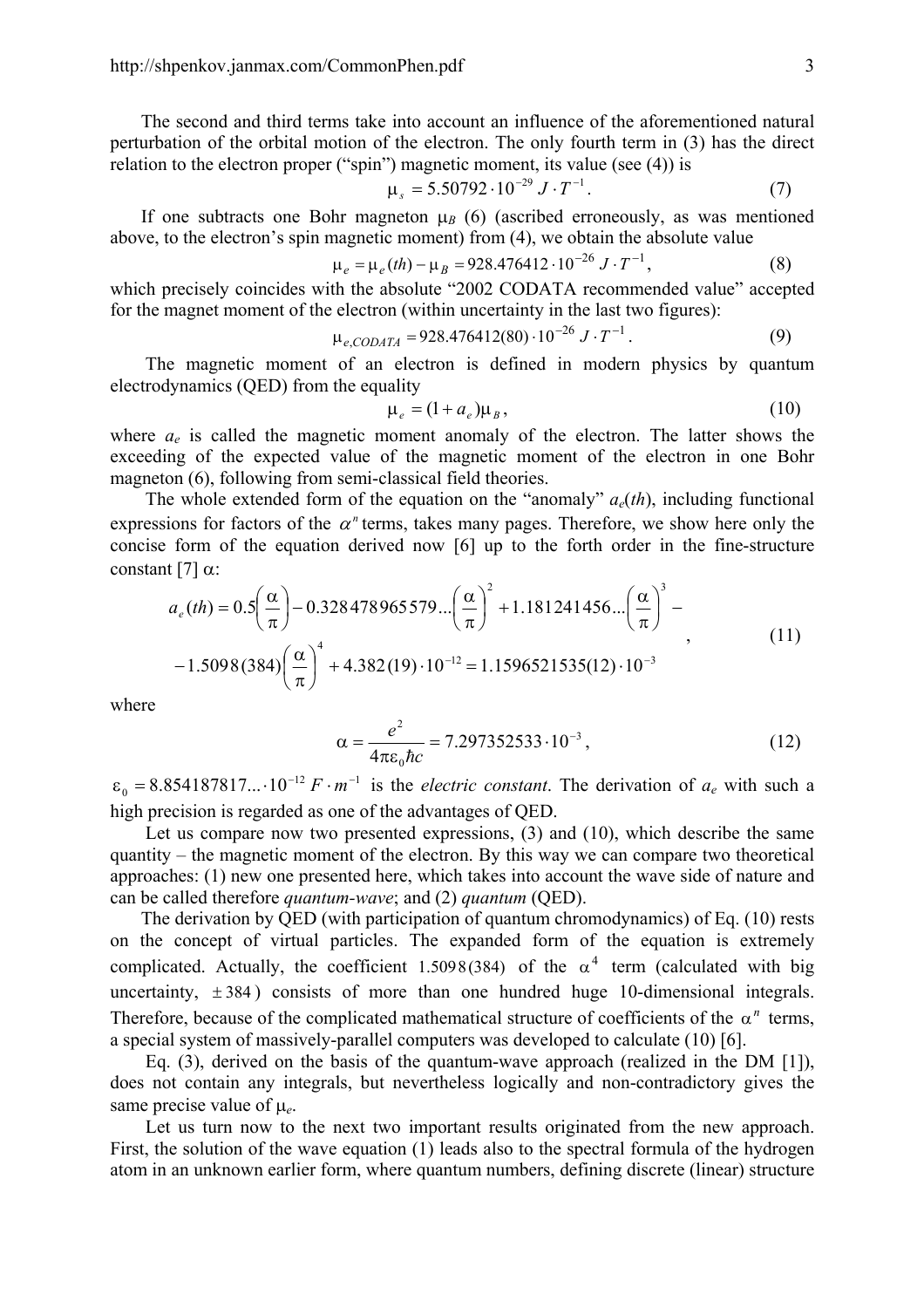The second and third terms take into account an influence of the aforementioned natural perturbation of the orbital motion of the electron. The only fourth term in (3) has the direct relation to the electron proper ("spin") magnetic moment, its value (see (4)) is

$$\mu_s = 5.50792 \cdot 10^{-29}\ J \cdot T^{-1}. \tag{7}$$

If one subtracts one Bohr magneton $\mu_B$ (6) (ascribed erroneously, as was mentioned above, to the electron's spin magnetic moment) from (4), we obtain the absolute value

$$\mu_e = \mu_e(th) - \mu_B = 928.476412 \cdot 10^{-26}\ J \cdot T^{-1}, \tag{8}$$

which precisely coincides with the absolute "2002 CODATA recommended value" accepted for the magnet moment of the electron (within uncertainty in the last two figures):

$$\mu_{e,CODATA} = 928.476412(80) \cdot 10^{-26}\ J \cdot T^{-1}. \tag{9}$$

The magnetic moment of an electron is defined in modern physics by quantum electrodynamics (QED) from the equality

$$\mu_e = (1 + a_e)\mu_B, \tag{10}$$

where $a_e$ is called the magnetic moment anomaly of the electron. The latter shows the exceeding of the expected value of the magnetic moment of the electron in one Bohr magneton (6), following from semi-classical field theories.

The whole extended form of the equation on the "anomaly" $a_e(th)$, including functional expressions for factors of the $\alpha^n$ terms, takes many pages. Therefore, we show here only the concise form of the equation derived now [6] up to the forth order in the fine-structure constant [7] $\alpha$:

$$\begin{aligned} a_e(th) = 0.5\left(\frac{\alpha}{\pi}\right) - 0.328478965579...\left(\frac{\alpha}{\pi}\right)^2 + 1.181241456...\left(\frac{\alpha}{\pi}\right)^3 - \\ -1.5098(384)\left(\frac{\alpha}{\pi}\right)^4 + 4.382(19)\cdot 10^{-12} = 1.1596521535(12)\cdot 10^{-3} \end{aligned}, \tag{11}$$

where

$$\alpha = \frac{e^2}{4\pi\varepsilon_0 \hbar c} = 7.297352533 \cdot 10^{-3}, \tag{12}$$

$\varepsilon_0 = 8.854187817... \cdot 10^{-12}\ F \cdot m^{-1}$ is the *electric constant*. The derivation of $a_e$ with such a high precision is regarded as one of the advantages of QED.

Let us compare now two presented expressions, (3) and (10), which describe the same quantity – the magnetic moment of the electron. By this way we can compare two theoretical approaches: (1) new one presented here, which takes into account the wave side of nature and can be called therefore *quantum-wave*; and (2) *quantum* (QED).

The derivation by QED (with participation of quantum chromodynamics) of Eq. (10) rests on the concept of virtual particles. The expanded form of the equation is extremely complicated. Actually, the coefficient $1.5098(384)$ of the $\alpha^4$ term (calculated with big uncertainty, $\pm 384$) consists of more than one hundred huge 10-dimensional integrals. Therefore, because of the complicated mathematical structure of coefficients of the $\alpha^n$ terms, a special system of massively-parallel computers was developed to calculate (10) [6].

Eq. (3), derived on the basis of the quantum-wave approach (realized in the DM [1]), does not contain any integrals, but nevertheless logically and non-contradictory gives the same precise value of $\mu_e$.

Let us turn now to the next two important results originated from the new approach. First, the solution of the wave equation (1) leads also to the spectral formula of the hydrogen atom in an unknown earlier form, where quantum numbers, defining discrete (linear) structure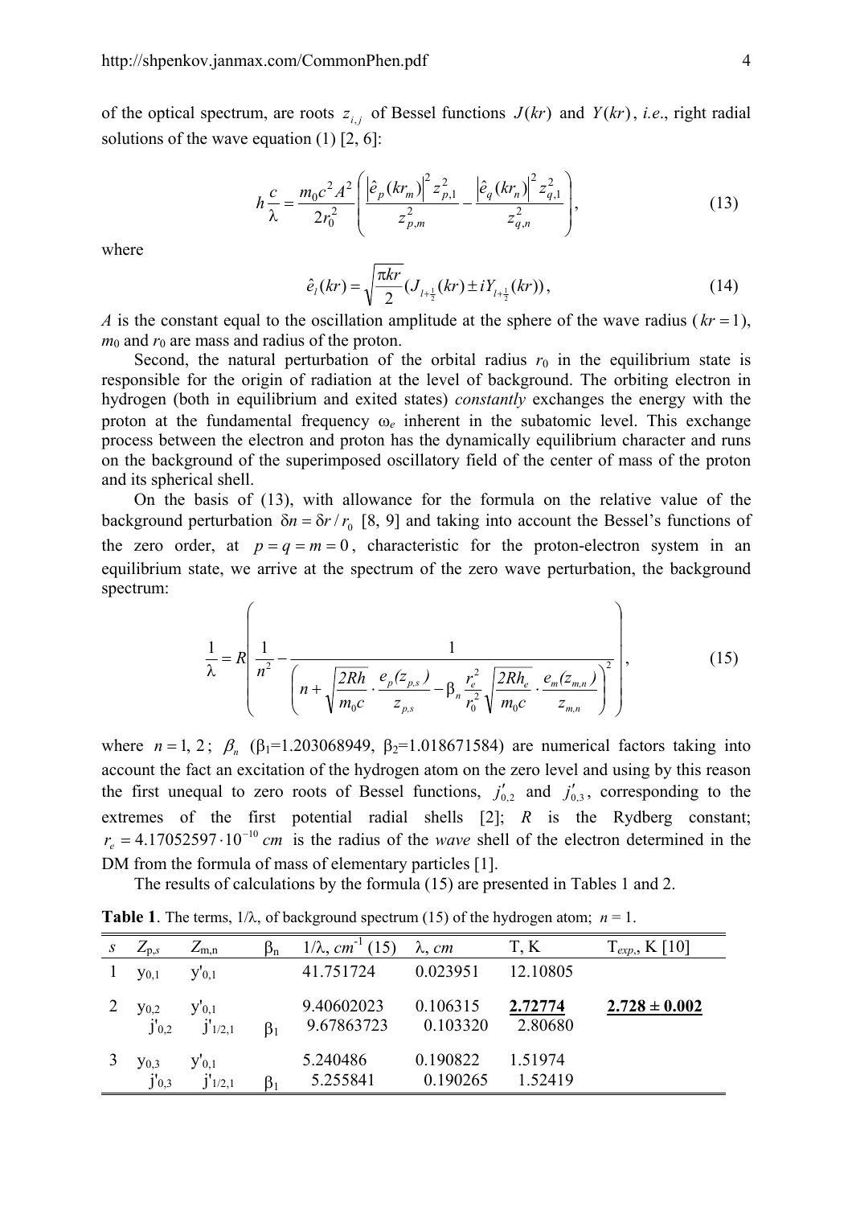of the optical spectrum, are roots $z_{i,j}$ of Bessel functions $J(kr)$ and $Y(kr)$, *i.e*., right radial solutions of the wave equation (1) [2, 6]:

$$h\frac{c}{\lambda} = \frac{m_0 c^2 A^2}{2r_0^2}\left(\frac{\left|\hat{e}_p(kr_m)\right|^2 z_{p,1}^2}{z_{p,m}^2} - \frac{\left|\hat{e}_q(kr_n)\right|^2 z_{q,1}^2}{z_{q,n}^2}\right), \tag{13}$$

where

$$\hat{e}_l(kr) = \sqrt{\frac{\pi kr}{2}}\left(J_{l+\frac{1}{2}}(kr) \pm iY_{l+\frac{1}{2}}(kr)\right), \tag{14}$$

$A$ is the constant equal to the oscillation amplitude at the sphere of the wave radius ($kr = 1$), $m_0$ and $r_0$ are mass and radius of the proton.

Second, the natural perturbation of the orbital radius $r_0$ in the equilibrium state is responsible for the origin of radiation at the level of background. The orbiting electron in hydrogen (both in equilibrium and exited states) *constantly* exchanges the energy with the proton at the fundamental frequency $\omega_e$ inherent in the subatomic level. This exchange process between the electron and proton has the dynamically equilibrium character and runs on the background of the superimposed oscillatory field of the center of mass of the proton and its spherical shell.

On the basis of (13), with allowance for the formula on the relative value of the background perturbation $\delta n = \delta r / r_0$ [8, 9] and taking into account the Bessel's functions of the zero order, at $p = q = m = 0$, characteristic for the proton-electron system in an equilibrium state, we arrive at the spectrum of the zero wave perturbation, the background spectrum:

$$\frac{1}{\lambda} = R\left(\frac{1}{n^2} - \frac{1}{\left(n + \sqrt{\frac{2Rh}{m_0 c}} \cdot \frac{e_p(z_{p,s})}{z_{p,s}} - \beta_n \frac{r_e^2}{r_0^2}\sqrt{\frac{2Rh_e}{m_0 c}} \cdot \frac{e_m(z_{m,n})}{z_{m,n}}\right)^2}\right), \tag{15}$$

where $n = 1, 2$; $\beta_n$ ($\beta_1$=1.203068949, $\beta_2$=1.018671584) are numerical factors taking into account the fact an excitation of the hydrogen atom on the zero level and using by this reason the first unequal to zero roots of Bessel functions, $j'_{0,2}$ and $j'_{0,3}$, corresponding to the extremes of the first potential radial shells [2]; $R$ is the Rydberg constant; $r_e = 4.17052597 \cdot 10^{-10}\ cm$ is the radius of the *wave* shell of the electron determined in the DM from the formula of mass of elementary particles [1].

The results of calculations by the formula (15) are presented in Tables 1 and 2.

**Table 1**. The terms, $1/\lambda$, of background spectrum (15) of the hydrogen atom; $n = 1$.

| $s$ | $Z_{p,s}$ | $Z_{m,n}$ | $\beta_n$ | $1/\lambda$, $cm^{-1}$ (15) | $\lambda$, $cm$ | T, K | $T_{exp}$, K [10] |
|---|---|---|---|---|---|---|---|
| 1 | $y_{0,1}$ | $y'_{0,1}$ | | 41.751724 | 0.023951 | 12.10805 | |
| 2 | $y_{0,2}$ | $y'_{0,1}$ | | 9.40602023 | 0.106315 | **2.72774** | **2.728 ± 0.002** |
| | $j'_{0,2}$ | $j'_{1/2,1}$ | $\beta_1$ | 9.67863723 | 0.103320 | 2.80680 | |
| 3 | $y_{0,3}$ | $y'_{0,1}$ | | 5.240486 | 0.190822 | 1.51974 | |
| | $j'_{0,3}$ | $j'_{1/2,1}$ | $\beta_1$ | 5.255841 | 0.190265 | 1.52419 | |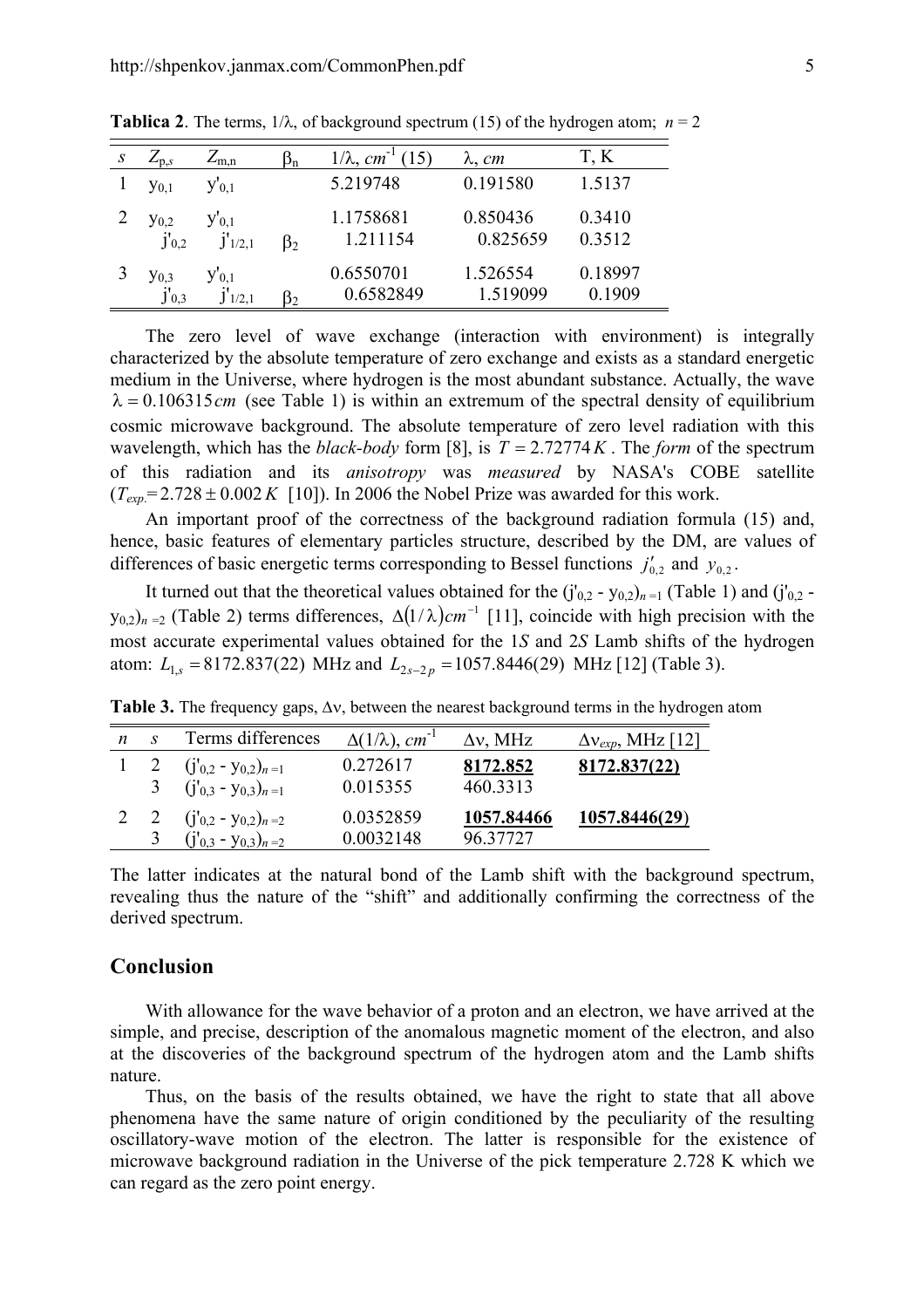**Tablica 2**. The terms, $1/\lambda$, of background spectrum (15) of the hydrogen atom; $n = 2$

| $s$ | $Z_{p,s}$ | $Z_{m,n}$ | $\beta_n$ | $1/\lambda$, $cm^{-1}$ (15) | $\lambda$, $cm$ | T, K |
|---|---|---|---|---|---|---|
| 1 | $y_{0,1}$ | $y'_{0,1}$ | | 5.219748 | 0.191580 | 1.5137 |
| 2 | $y_{0,2}$ | $y'_{0,1}$ | | 1.1758681 | 0.850436 | 0.3410 |
| | $j'_{0,2}$ | $j'_{1/2,1}$ | $\beta_2$ | 1.211154 | 0.825659 | 0.3512 |
| 3 | $y_{0,3}$ | $y'_{0,1}$ | | 0.6550701 | 1.526554 | 0.18997 |
| | $j'_{0,3}$ | $j'_{1/2,1}$ | $\beta_2$ | 0.6582849 | 1.519099 | 0.1909 |

The zero level of wave exchange (interaction with environment) is integrally characterized by the absolute temperature of zero exchange and exists as a standard energetic medium in the Universe, where hydrogen is the most abundant substance. Actually, the wave $\lambda = 0.106315\,cm$ (see Table 1) is within an extremum of the spectral density of equilibrium cosmic microwave background. The absolute temperature of zero level radiation with this wavelength, which has the *black-body* form [8], is $T = 2.72774\,K$. The *form* of the spectrum of this radiation and its *anisotropy* was *measured* by NASA's COBE satellite ($T_{exp.} = 2.728 \pm 0.002\,K$ [10]). In 2006 the Nobel Prize was awarded for this work.

An important proof of the correctness of the background radiation formula (15) and, hence, basic features of elementary particles structure, described by the DM, are values of differences of basic energetic terms corresponding to Bessel functions $j'_{0,2}$ and $y_{0,2}$.

It turned out that the theoretical values obtained for the $(j'_{0,2} - y_{0,2})_{n=1}$ (Table 1) and $(j'_{0,2} - y_{0,2})_{n=2}$ (Table 2) terms differences, $\Delta(1/\lambda)cm^{-1}$ [11], coincide with high precision with the most accurate experimental values obtained for the 1*S* and 2*S* Lamb shifts of the hydrogen atom: $L_{1,s} = 8172.837(22)$ MHz and $L_{2s-2p} = 1057.8446(29)$ MHz [12] (Table 3).

**Table 3.** The frequency gaps, $\Delta\nu$, between the nearest background terms in the hydrogen atom

| $n$ | $s$ | Terms differences | $\Delta(1/\lambda)$, $cm^{-1}$ | $\Delta\nu$, MHz | $\Delta\nu_{exp}$, MHz [12] |
|---|---|---|---|---|---|
| 1 | 2 | $(j'_{0,2} - y_{0,2})_{n=1}$ | 0.272617 | **8172.852** | **8172.837(22)** |
| | 3 | $(j'_{0,3} - y_{0,3})_{n=1}$ | 0.015355 | 460.3313 | |
| 2 | 2 | $(j'_{0,2} - y_{0,2})_{n=2}$ | 0.0352859 | **1057.84466** | **1057.8446(29)** |
| | 3 | $(j'_{0,3} - y_{0,3})_{n=2}$ | 0.0032148 | 96.37727 | |

The latter indicates at the natural bond of the Lamb shift with the background spectrum, revealing thus the nature of the "shift" and additionally confirming the correctness of the derived spectrum.

## Conclusion

With allowance for the wave behavior of a proton and an electron, we have arrived at the simple, and precise, description of the anomalous magnetic moment of the electron, and also at the discoveries of the background spectrum of the hydrogen atom and the Lamb shifts nature.

Thus, on the basis of the results obtained, we have the right to state that all above phenomena have the same nature of origin conditioned by the peculiarity of the resulting oscillatory-wave motion of the electron. The latter is responsible for the existence of microwave background radiation in the Universe of the pick temperature 2.728 K which we can regard as the zero point energy.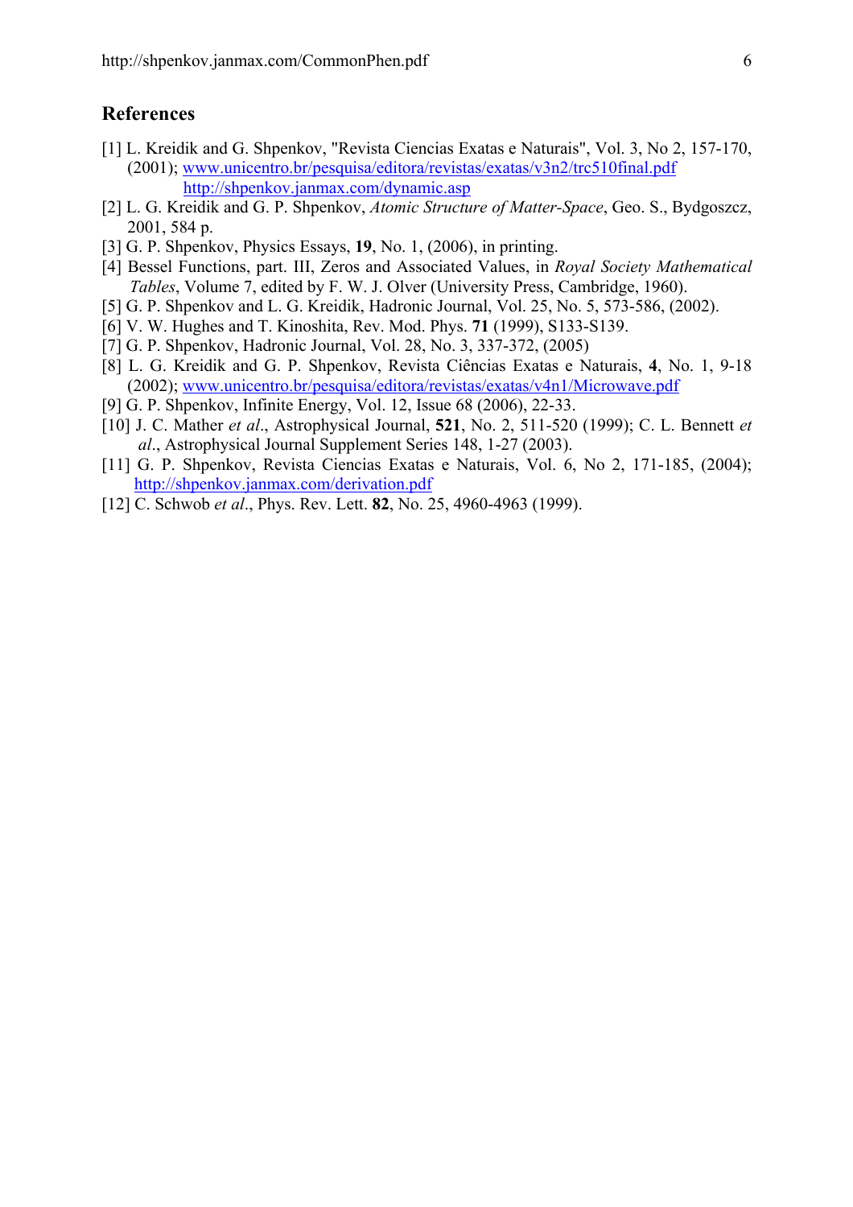## References

[1] L. Kreidik and G. Shpenkov, "Revista Ciencias Exatas e Naturais", Vol. 3, No 2, 157-170, (2001); www.unicentro.br/pesquisa/editora/revistas/exatas/v3n2/trc510final.pdf http://shpenkov.janmax.com/dynamic.asp

[2] L. G. Kreidik and G. P. Shpenkov, *Atomic Structure of Matter-Space*, Geo. S., Bydgoszcz, 2001, 584 p.

[3] G. P. Shpenkov, Physics Essays, **19**, No. 1, (2006), in printing.

[4] Bessel Functions, part. III, Zeros and Associated Values, in *Royal Society Mathematical Tables*, Volume 7, edited by F. W. J. Olver (University Press, Cambridge, 1960).

[5] G. P. Shpenkov and L. G. Kreidik, Hadronic Journal, Vol. 25, No. 5, 573-586, (2002).

[6] V. W. Hughes and T. Kinoshita, Rev. Mod. Phys. **71** (1999), S133-S139.

[7] G. P. Shpenkov, Hadronic Journal, Vol. 28, No. 3, 337-372, (2005)

[8] L. G. Kreidik and G. P. Shpenkov, Revista Ciências Exatas e Naturais, **4**, No. 1, 9-18 (2002); www.unicentro.br/pesquisa/editora/revistas/exatas/v4n1/Microwave.pdf

[9] G. P. Shpenkov, Infinite Energy, Vol. 12, Issue 68 (2006), 22-33.

[10] J. C. Mather *et al*., Astrophysical Journal, **521**, No. 2, 511-520 (1999); C. L. Bennett *et al*., Astrophysical Journal Supplement Series 148, 1-27 (2003).

[11] G. P. Shpenkov, Revista Ciencias Exatas e Naturais, Vol. 6, No 2, 171-185, (2004); http://shpenkov.janmax.com/derivation.pdf

[12] C. Schwob *et al*., Phys. Rev. Lett. **82**, No. 25, 4960-4963 (1999).